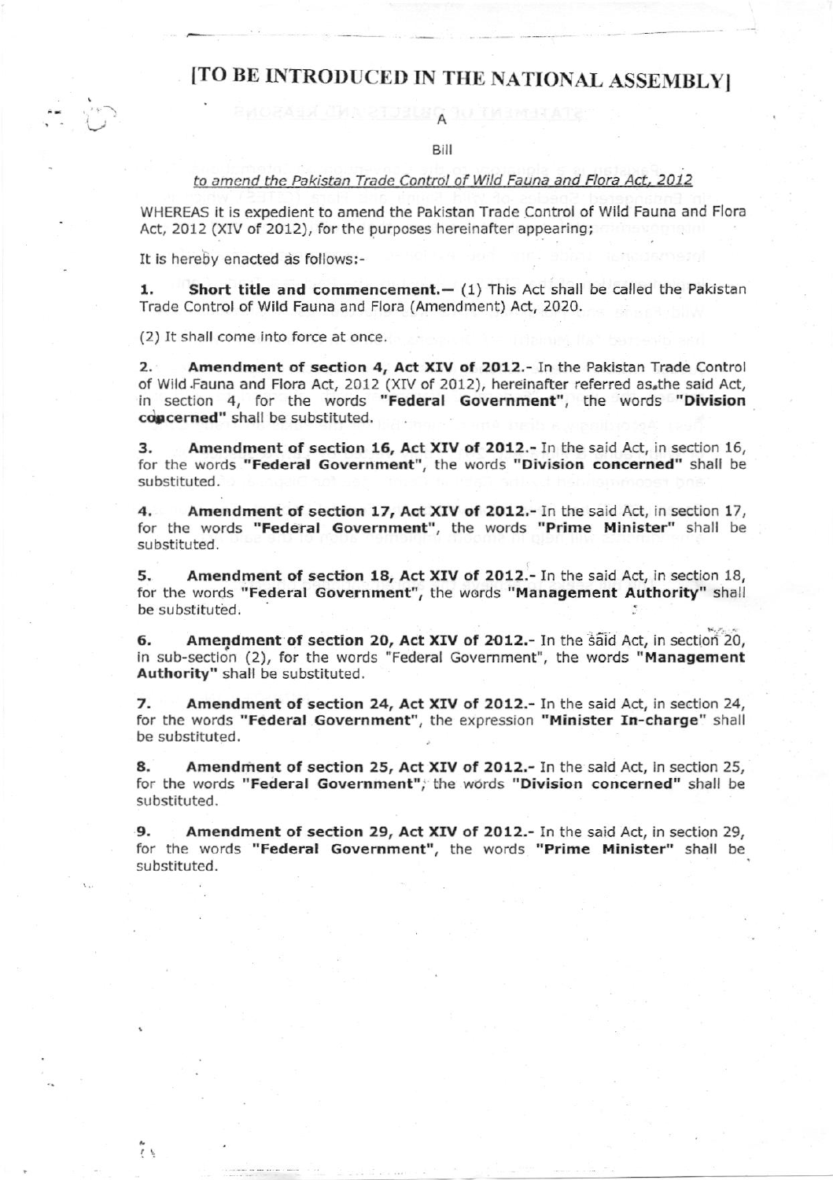# [TO BE INTRODUCED IN THE NATIONAL ASSEMBLY]

A

Bill

*to amend the Pakistan Trade Control of Wild Fauna and Flora Act, 2012*

WHEREAS it is expedient to amend the Pakistan Trade Control of Wild Fauna and Flora Act, 2012 (XIV of 2012), for the purposes hereinafter appearing;

It is hereby enacted as follows:-

**1. Short title and commencement.—** (1) This Act shall be called the Pakistan Trade Control of Wild Fauna and Flora (Amendment) Act, 2020.

(2) It shall come into force at once.

**2. Amendment of section 4, Act XIV of 2012.-** In the Pakistan Trade Control of Wild Fauna and Flora Act, 2012 (XIV of 2012), hereinafter referred as the said Act, in section 4, for the words **"Federal Government"**, the words **"Division concerned"** shall be substituted.

**3. Amendment of section 16, Act XIV of 2012.-** In the said Act, in section 16, for the words **"Federal Government"**, the words **"Division concerned"** shall be substituted.

**4. Amendment of section 17, Act XIV of 2012.-** In the said Act, in section 17, for the words **"Federal Government"**, the words **"Prime Minister"** shall be substituted.

**5. Amendment of section 18, Act XIV of 2012.-** In the said Act, in section 18, for the words **"Federal Government"**, the words **"Management Authority"** shall be substituted.

**6. Amendment of section 20, Act XIV of 2012.-** In the said Act, in section 20, in sub-section (2), for the words "Federal Government", the words **"Management Authority"** shall be substituted.

**7. Amendment of section 24, Act XIV of 2012.-** In the said Act, in section 24, for the words **"Federal Government"**, the expression **"Minister In-charge"** shall be substituted.

**8. Amendment of section 25, Act XIV of 2012.-** In the said Act, in section 25, for the words **"Federal Government"**, the words **"Division concerned"** shall be substituted.

**9. Amendment of section 29, Act XIV of 2012.-** In the said Act, in section 29, for the words **"Federal Government"**, the words **"Prime Minister"** shall be substituted.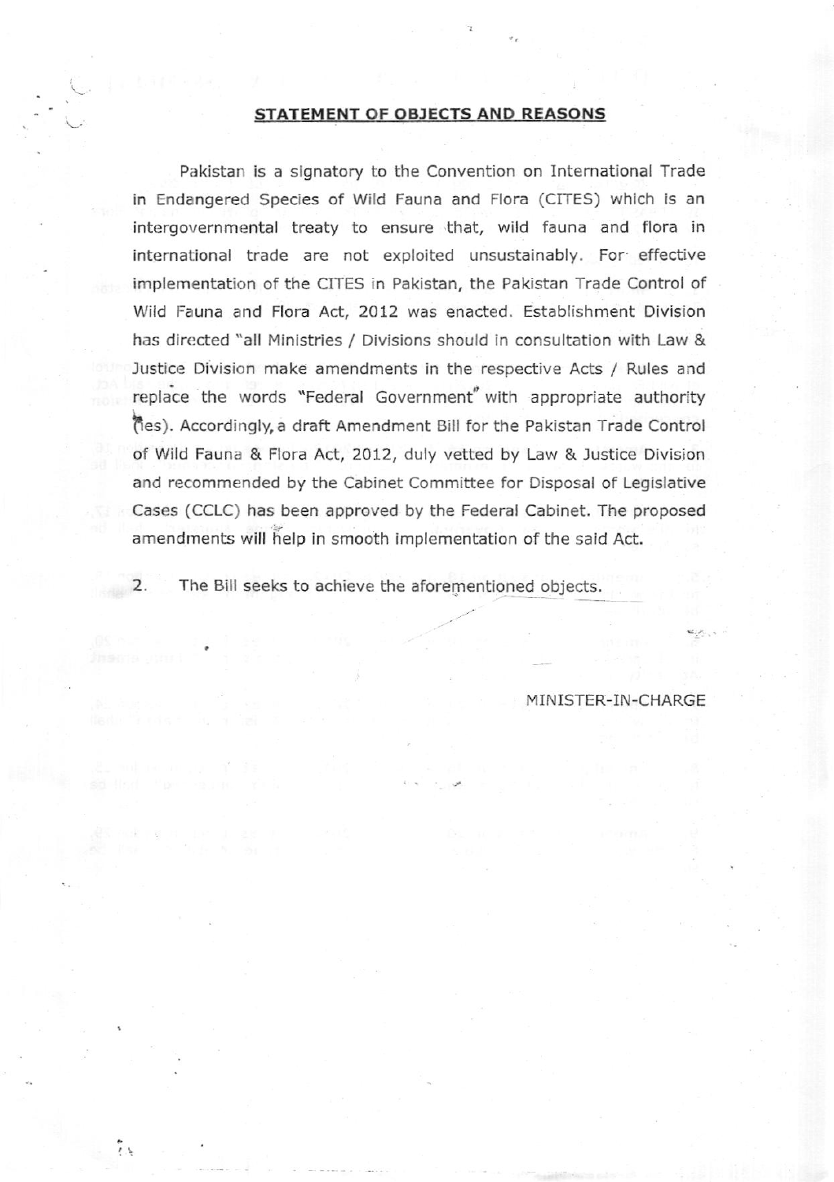## STATEMENT OF OBJECTS AND REASONS

Pakistan is a signatory to the Convention on International Trade in Endangered Species of Wild Fauna and Flora (CITES) which is an intergovernmental treaty to ensure that, wild fauna and flora in international trade are not exploited unsustainably. For effective implementation of the CITES in Pakistan, the Pakistan Trade Control of Wild Fauna and Flora Act, 2012 was enacted. Establishment Division has directed "all Ministries / Divisions should in consultation with Law & Justice Division make amendments in the respective Acts / Rules and replace the words "Federal Government" with appropriate authority (ies). Accordingly, a draft Amendment Bill for the Pakistan Trade Control of Wild Fauna & Flora Act, 2012, duly vetted by Law & Justice Division and recommended by the Cabinet Committee for Disposal of Legislative Cases (CCLC) has been approved by the Federal Cabinet. The proposed amendments will help in smooth implementation of the said Act.

2. The Bill seeks to achieve the aforementioned objects.

MINISTER-IN-CHARGE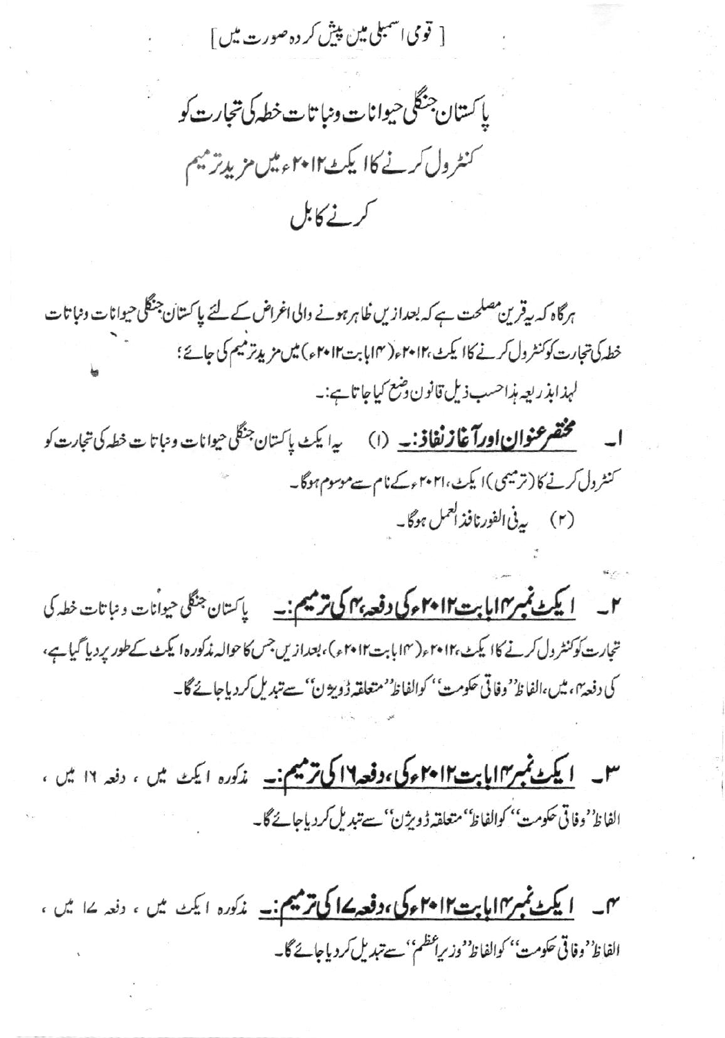[ قومی اسمبلی مین پیش کردہ صورت میں ]

# پاکستان جنگلی حیوانات ونباتات خطہ کی تجارت کو کنٹرول کرنے کا ایکٹ ۲۰۱۲ء میں مزید ترمیم کرنے کا بل

ہرگاہ کہ یہ قرین مصلحت ہے کہ بعدازیں ظاہر ہونے والی اغراض کے لئے پاکستان جنگلی حیوانات ونباتات خطہ کی تجارت کو کنٹرول کرنے کا ایکٹ، ۲۰۱۲ء (۱۴ بابت ۲۰۱۲ء) میں مزید ترمیم کی جائے؛

لہذا بذریعہ ہذا حسب ذیل قانون وضع کیا جاتا ہے:۔

۱۔ **مختصر عنوان اور آغاز نفاذ:۔** (۱) یہ ایکٹ پاکستان جنگلی حیوانات ونباتات خطہ کی تجارت کو کنٹرول کرنے کا (ترمیمی) ایکٹ، ۲۰۲۱ء کے نام سے موسوم ہوگا۔

(۲) یہ فی الفور نافذ العمل ہوگا۔

۲۔ **ایکٹ نمبر ۱۴ بابت ۲۰۱۲ء کی دفعہ ۴ کی ترمیم:۔** پاکستان جنگلی حیوانات ونباتات خطہ کی تجارت کو کنٹرول کرنے کا ایکٹ، ۲۰۱۲ء (۱۴ بابت ۲۰۱۲ء)، بعدازیں جس کا حوالہ مذکورہ ایکٹ کے طور پر دیا گیا ہے، کی دفعہ ۴، میں، الفاظ ''وفاقی حکومت'' کو الفاظ ''متعلقہ ڈویژن'' سے تبدیل کر دیا جائے گا۔

۳۔ **ایکٹ نمبر ۱۴ بابت ۲۰۱۲ء کی، دفعہ ۱۶ کی ترمیم:۔** مذکورہ ایکٹ میں، دفعہ ۱۶ میں، الفاظ ''وفاقی حکومت'' کو الفاظ ''متعلقہ ڈویژن'' سے تبدیل کر دیا جائے گا۔

۴۔ **ایکٹ نمبر ۱۴ بابت ۲۰۱۲ء کی، دفعہ ۱۷ کی ترمیم:۔** مذکورہ ایکٹ میں، دفعہ ۱۷ میں، الفاظ ''وفاقی حکومت'' کو الفاظ ''وزیراعظم'' سے تبدیل کر دیا جائے گا۔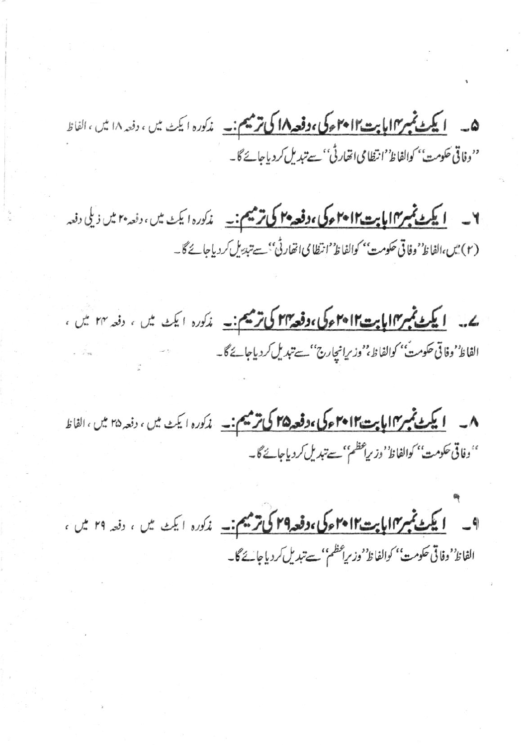۵۔ **ایکٹ نمبر ۱۴ بابت ۲۰۱۲ء کی، دفعہ ۱۸ کی ترمیم:۔** مذکورہ ایکٹ میں، دفعہ ۱۸ میں، الفاظ ''وفاقی حکومت'' کو الفاظ ''انتظامی اتھارٹی'' سے تبدیل کر دیا جائے گا۔

۶۔ **ایکٹ نمبر ۱۴ بابت ۲۰۱۲ء کی، دفعہ ۲۰ کی ترمیم:۔** مذکورہ ایکٹ میں، دفعہ ۲۰ میں ذیلی دفعہ (۲) میں، الفاظ ''وفاقی حکومت'' کو الفاظ ''انتظامی اتھارٹی'' سے تبدیل کر دیا جائے گا۔

۷۔ **ایکٹ نمبر ۱۴ بابت ۲۰۱۲ء کی، دفعہ ۲۴ کی ترمیم:۔** مذکورہ ایکٹ میں، دفعہ ۲۴ میں، الفاظ ''وفاقی حکومت'' کو الفاظ ''وزیر انچارج'' سے تبدیل کر دیا جائے گا۔

۸۔ **ایکٹ نمبر ۱۴ بابت ۲۰۱۲ء کی، دفعہ ۲۵ کی ترمیم:۔** مذکورہ ایکٹ میں، دفعہ ۲۵ میں، الفاظ ''وفاقی حکومت'' کو الفاظ ''وزیر اعظم'' سے تبدیل کر دیا جائے گا۔

۹۔ **ایکٹ نمبر ۱۴ بابت ۲۰۱۲ء کی، دفعہ ۲۹ کی ترمیم:۔** مذکورہ ایکٹ میں، دفعہ ۲۹ میں، الفاظ ''وفاقی حکومت'' کو الفاظ ''وزیر اعظم'' سے تبدیل کر دیا جائے گا۔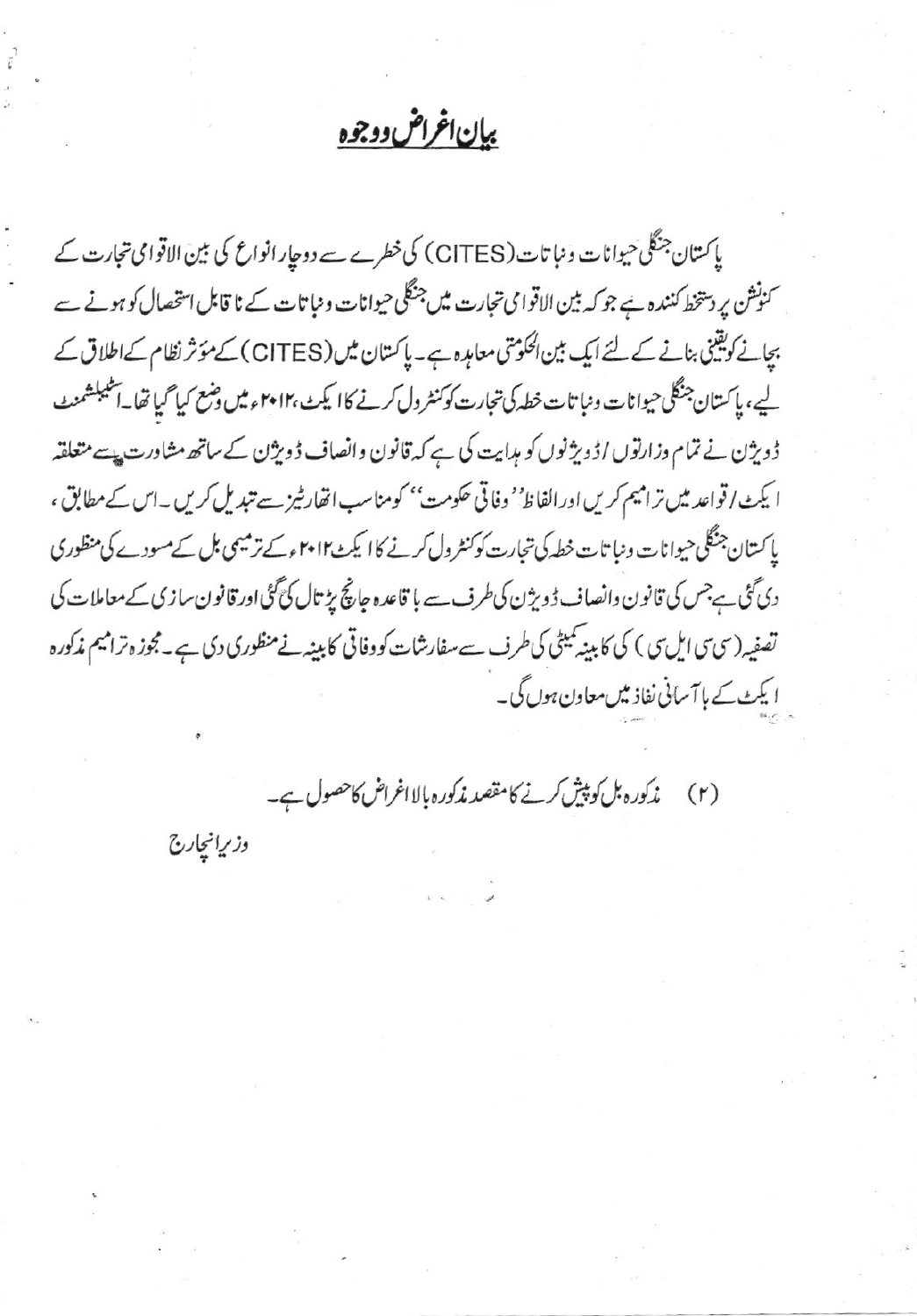# بیان اغراض ووجوہ

پاکستان جنگلی حیوانات ونباتات (CITES) کی خطرے سے دوچار انواع کی بین الاقوامی تجارت کے کنونشن پر دستخط کنندہ ہے جو کہ بین الاقوامی تجارت میں جنگلی حیوانات ونباتات کے ناقابل استحصال کو ہونے سے بچانے کو یقینی بنانے کے لئے ایک بین الحکومتی معاہدہ ہے۔ پاکستان میں (CITES) کے مؤثر نظام کے اطلاق کے لیے، پاکستان جنگلی حیوانات ونباتات خطہ کی تجارت کو کنٹرول کرنے کا ایکٹ، ۲۰۱۲ء میں وضع کیا گیا تھا۔ اسٹیبلشمنٹ ڈویژن نے تمام وزارتوں / ڈویژنوں کو ہدایت کی ہے کہ قانون وانصاف ڈویژن کے ساتھ مشاورت سے متعلقہ ایکٹ / قواعد میں ترامیم کریں اور الفاظ ''وفاقی حکومت'' کو مناسب اتھارٹیز سے تبدیل کریں۔ اس کے مطابق، پاکستان جنگلی حیوانات ونباتات خطہ کی تجارت کو کنٹرول کرنے کا ایکٹ ۲۰۱۲ء کے ترمیمی بل کے مسودے کی منظوری دی گئی ہے جس کی قانون وانصاف ڈویژن کی طرف سے باقاعدہ جانچ پڑتال کی گئی اور قانون سازی کے معاملات کی تصفیہ (سی سی ایل سی) کی کابینہ کمیٹی کی طرف سے سفارشات کو وفاقی کابینہ نے منظوری دی ہے۔ مجوزہ ترامیم مذکورہ ایکٹ کے باآسانی نفاذ میں معاون ہوں گی۔

(۲) مذکورہ بل کو پیش کرنے کا مقصد مذکورہ بالا اغراض کا حصول ہے۔

وزیرانچارج